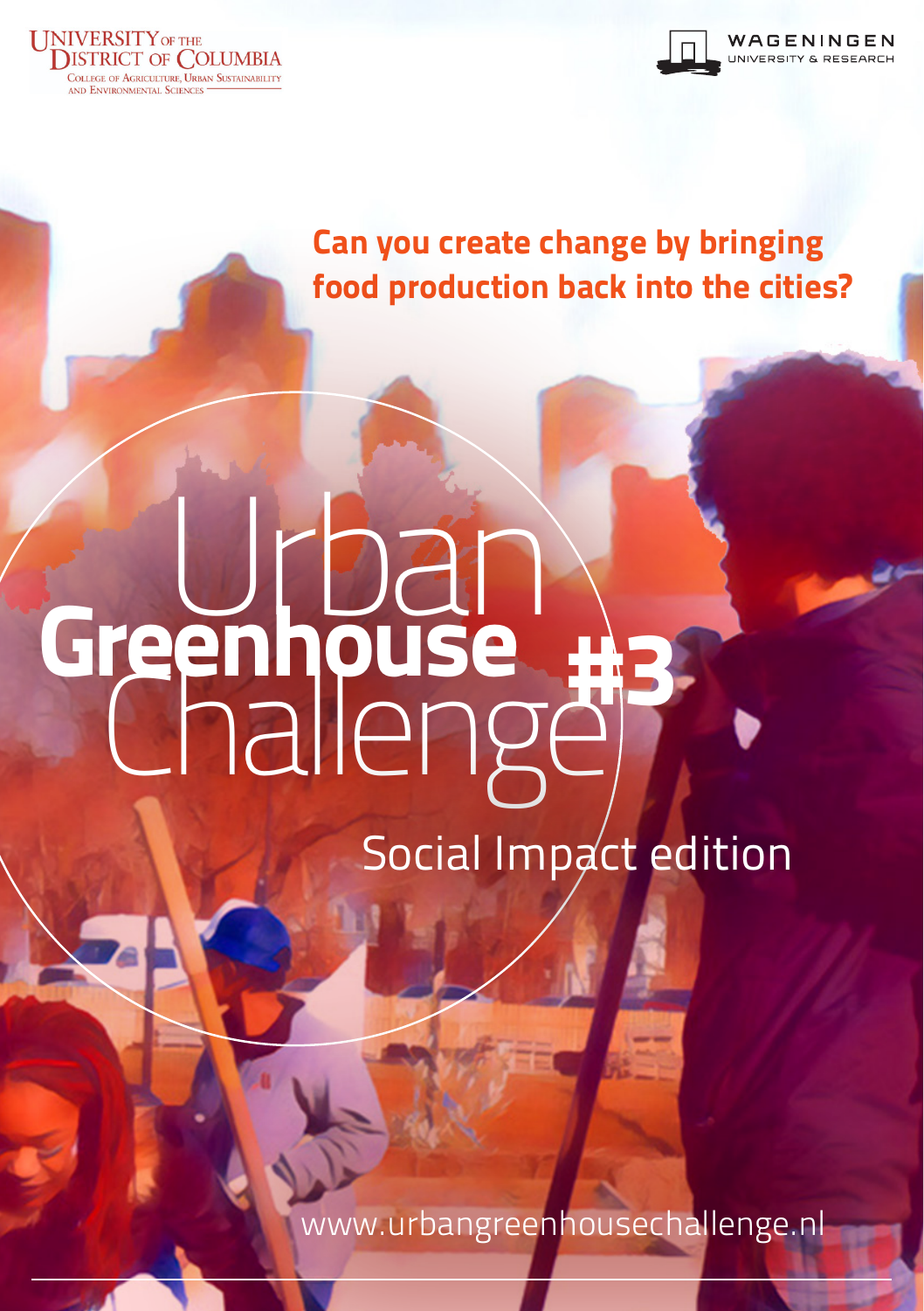University of the District of Columbia
College of Agriculture, Urban Sustainability and Environmental Sciences

Wageningen University & Research

**Can you create change by bringing food production back into the cities?**

# Urban **Greenhouse** Challenge **#3**

## Social Impact edition

www.urbangreenhousechallenge.nl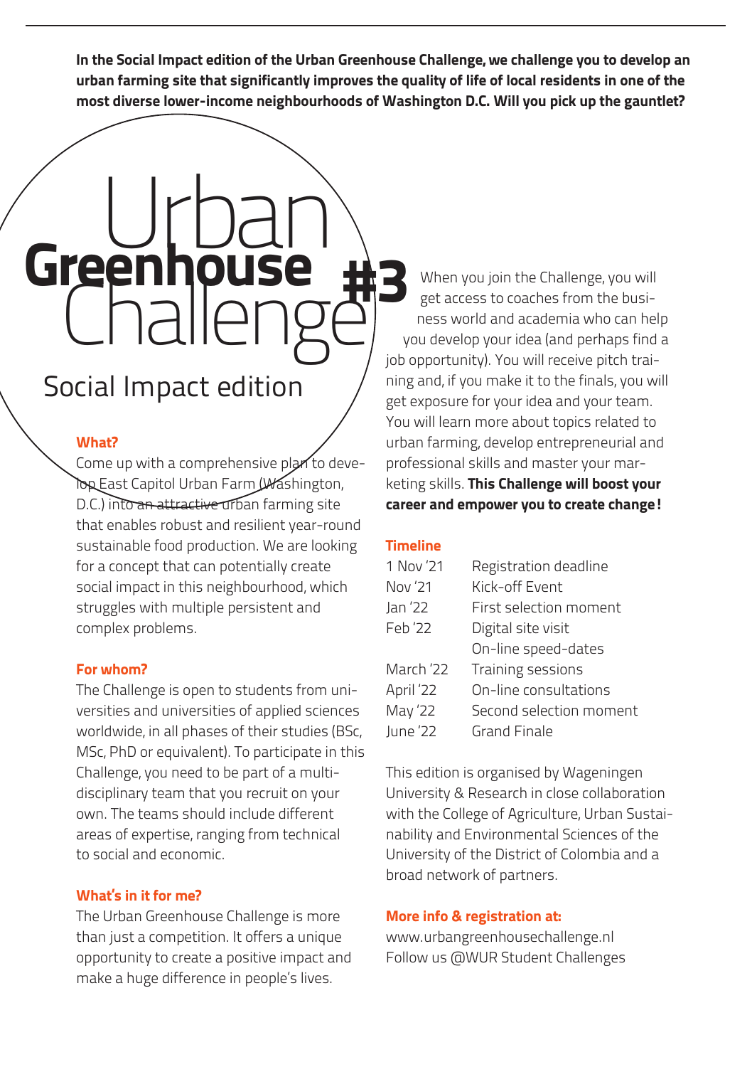**In the Social Impact edition of the Urban Greenhouse Challenge, we challenge you to develop an urban farming site that significantly improves the quality of life of local residents in one of the most diverse lower-income neighbourhoods of Washington D.C. Will you pick up the gauntlet?**

# Urban **Greenhouse** Challenge #3

## Social Impact edition

### What?

Come up with a comprehensive plan to develop East Capitol Urban Farm (Washington, D.C.) into an attractive urban farming site that enables robust and resilient year-round sustainable food production. We are looking for a concept that can potentially create social impact in this neighbourhood, which struggles with multiple persistent and complex problems.

### For whom?

The Challenge is open to students from universities and universities of applied sciences worldwide, in all phases of their studies (BSc, MSc, PhD or equivalent). To participate in this Challenge, you need to be part of a multidisciplinary team that you recruit on your own. The teams should include different areas of expertise, ranging from technical to social and economic.

### What's in it for me?

The Urban Greenhouse Challenge is more than just a competition. It offers a unique opportunity to create a positive impact and make a huge difference in people's lives.

When you join the Challenge, you will get access to coaches from the business world and academia who can help you develop your idea (and perhaps find a job opportunity). You will receive pitch training and, if you make it to the finals, you will get exposure for your idea and your team. You will learn more about topics related to urban farming, develop entrepreneurial and professional skills and master your marketing skills. **This Challenge will boost your career and empower you to create change!**

### Timeline

| | |
|---|---|
| 1 Nov '21 | Registration deadline |
| Nov '21 | Kick-off Event |
| Jan '22 | First selection moment |
| Feb '22 | Digital site visit |
| | On-line speed-dates |
| March '22 | Training sessions |
| April '22 | On-line consultations |
| May '22 | Second selection moment |
| June '22 | Grand Finale |

This edition is organised by Wageningen University & Research in close collaboration with the College of Agriculture, Urban Sustainability and Environmental Sciences of the University of the District of Colombia and a broad network of partners.

### More info & registration at:

www.urbangreenhousechallenge.nl
Follow us @WUR Student Challenges